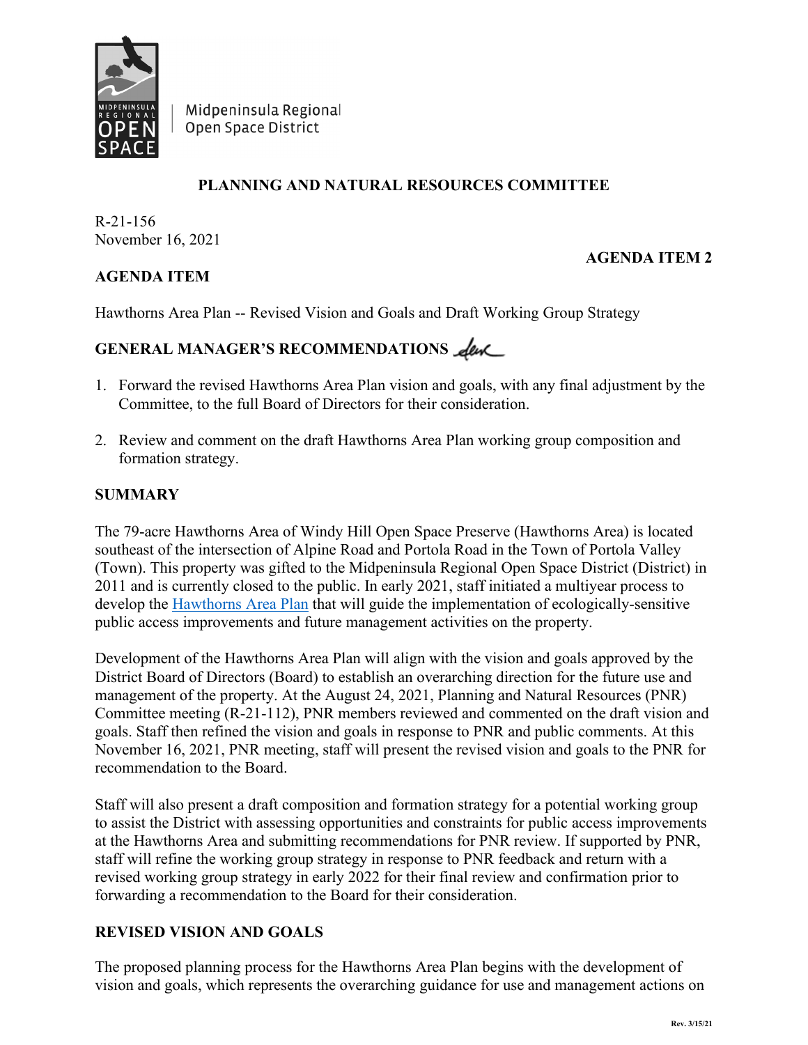Midpeninsula Regional Open Space District

**PLANNING AND NATURAL RESOURCES COMMITTEE**

R-21-156
November 16, 2021

**AGENDA ITEM 2**

**AGENDA ITEM**

Hawthorns Area Plan -- Revised Vision and Goals and Draft Working Group Strategy

**GENERAL MANAGER'S RECOMMENDATIONS**

1. Forward the revised Hawthorns Area Plan vision and goals, with any final adjustment by the Committee, to the full Board of Directors for their consideration.

2. Review and comment on the draft Hawthorns Area Plan working group composition and formation strategy.

**SUMMARY**

The 79-acre Hawthorns Area of Windy Hill Open Space Preserve (Hawthorns Area) is located southeast of the intersection of Alpine Road and Portola Road in the Town of Portola Valley (Town). This property was gifted to the Midpeninsula Regional Open Space District (District) in 2011 and is currently closed to the public. In early 2021, staff initiated a multiyear process to develop the Hawthorns Area Plan that will guide the implementation of ecologically-sensitive public access improvements and future management activities on the property.

Development of the Hawthorns Area Plan will align with the vision and goals approved by the District Board of Directors (Board) to establish an overarching direction for the future use and management of the property. At the August 24, 2021, Planning and Natural Resources (PNR) Committee meeting (R-21-112), PNR members reviewed and commented on the draft vision and goals. Staff then refined the vision and goals in response to PNR and public comments. At this November 16, 2021, PNR meeting, staff will present the revised vision and goals to the PNR for recommendation to the Board.

Staff will also present a draft composition and formation strategy for a potential working group to assist the District with assessing opportunities and constraints for public access improvements at the Hawthorns Area and submitting recommendations for PNR review. If supported by PNR, staff will refine the working group strategy in response to PNR feedback and return with a revised working group strategy in early 2022 for their final review and confirmation prior to forwarding a recommendation to the Board for their consideration.

**REVISED VISION AND GOALS**

The proposed planning process for the Hawthorns Area Plan begins with the development of vision and goals, which represents the overarching guidance for use and management actions on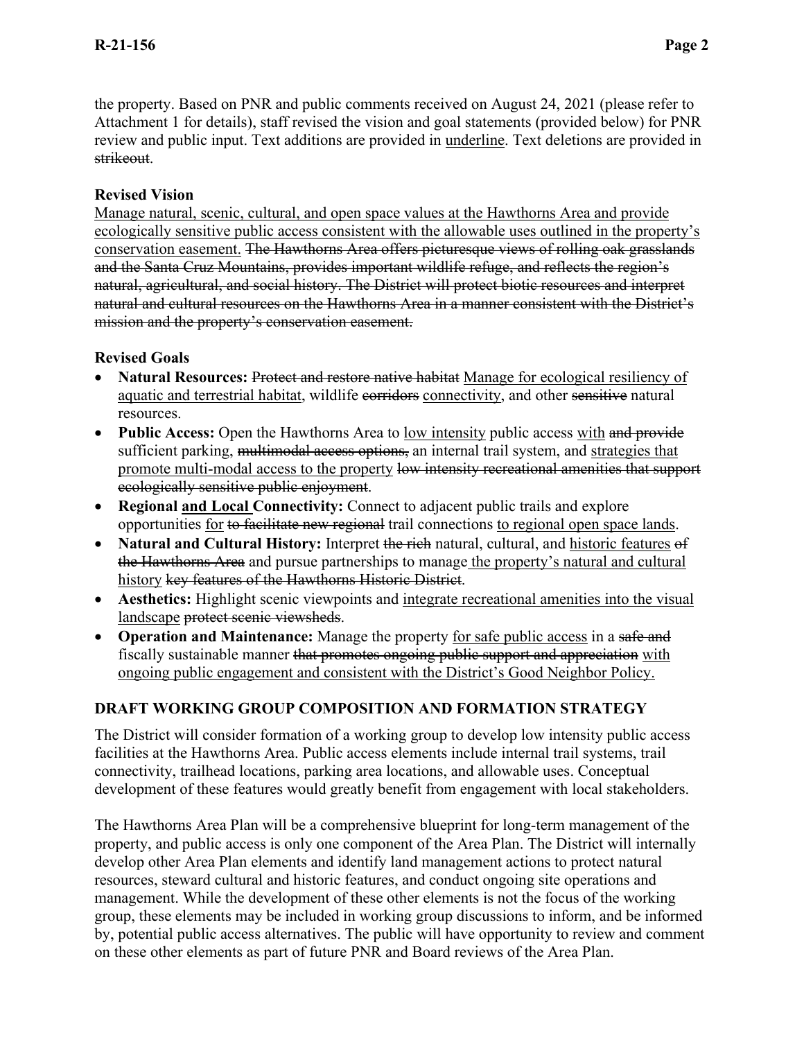the property. Based on PNR and public comments received on August 24, 2021 (please refer to Attachment 1 for details), staff revised the vision and goal statements (provided below) for PNR review and public input. Text additions are provided in <u>underline</u>. Text deletions are provided in ~~strikeout~~.

**Revised Vision**

<u>Manage natural, scenic, cultural, and open space values at the Hawthorns Area and provide ecologically sensitive public access consistent with the allowable uses outlined in the property's conservation easement.</u> ~~The Hawthorns Area offers picturesque views of rolling oak grasslands and the Santa Cruz Mountains, provides important wildlife refuge, and reflects the region's natural, agricultural, and social history. The District will protect biotic resources and interpret natural and cultural resources on the Hawthorns Area in a manner consistent with the District's mission and the property's conservation easement.~~

**Revised Goals**

- **Natural Resources:** ~~Protect and restore native habitat~~ <u>Manage for ecological resiliency of aquatic and terrestrial habitat</u>, wildlife ~~corridors~~ <u>connectivity</u>, and other ~~sensitive~~ natural resources.
- **Public Access:** Open the Hawthorns Area to <u>low intensity</u> public access <u>with</u> ~~and provide~~ sufficient parking, ~~multimodal access options,~~ an internal trail system, and <u>strategies that promote multi-modal access to the property</u> ~~low intensity recreational amenities that support ecologically sensitive public enjoyment~~.
- **Regional <u>and Local</u> Connectivity:** Connect to adjacent public trails and explore opportunities <u>for</u> ~~to facilitate new regional~~ trail connections <u>to regional open space lands</u>.
- **Natural and Cultural History:** Interpret ~~the rich~~ natural, cultural, and <u>historic features</u> ~~of the Hawthorns Area~~ and pursue partnerships to manage <u>the property's natural and cultural history</u> ~~key features of the Hawthorns Historic District~~.
- **Aesthetics:** Highlight scenic viewpoints and <u>integrate recreational amenities into the visual landscape</u> ~~protect scenic viewsheds~~.
- **Operation and Maintenance:** Manage the property <u>for safe public access</u> in a ~~safe and~~ fiscally sustainable manner ~~that promotes ongoing public support and appreciation~~ <u>with ongoing public engagement and consistent with the District's Good Neighbor Policy.</u>

## DRAFT WORKING GROUP COMPOSITION AND FORMATION STRATEGY

The District will consider formation of a working group to develop low intensity public access facilities at the Hawthorns Area. Public access elements include internal trail systems, trail connectivity, trailhead locations, parking area locations, and allowable uses. Conceptual development of these features would greatly benefit from engagement with local stakeholders.

The Hawthorns Area Plan will be a comprehensive blueprint for long-term management of the property, and public access is only one component of the Area Plan. The District will internally develop other Area Plan elements and identify land management actions to protect natural resources, steward cultural and historic features, and conduct ongoing site operations and management. While the development of these other elements is not the focus of the working group, these elements may be included in working group discussions to inform, and be informed by, potential public access alternatives. The public will have opportunity to review and comment on these other elements as part of future PNR and Board reviews of the Area Plan.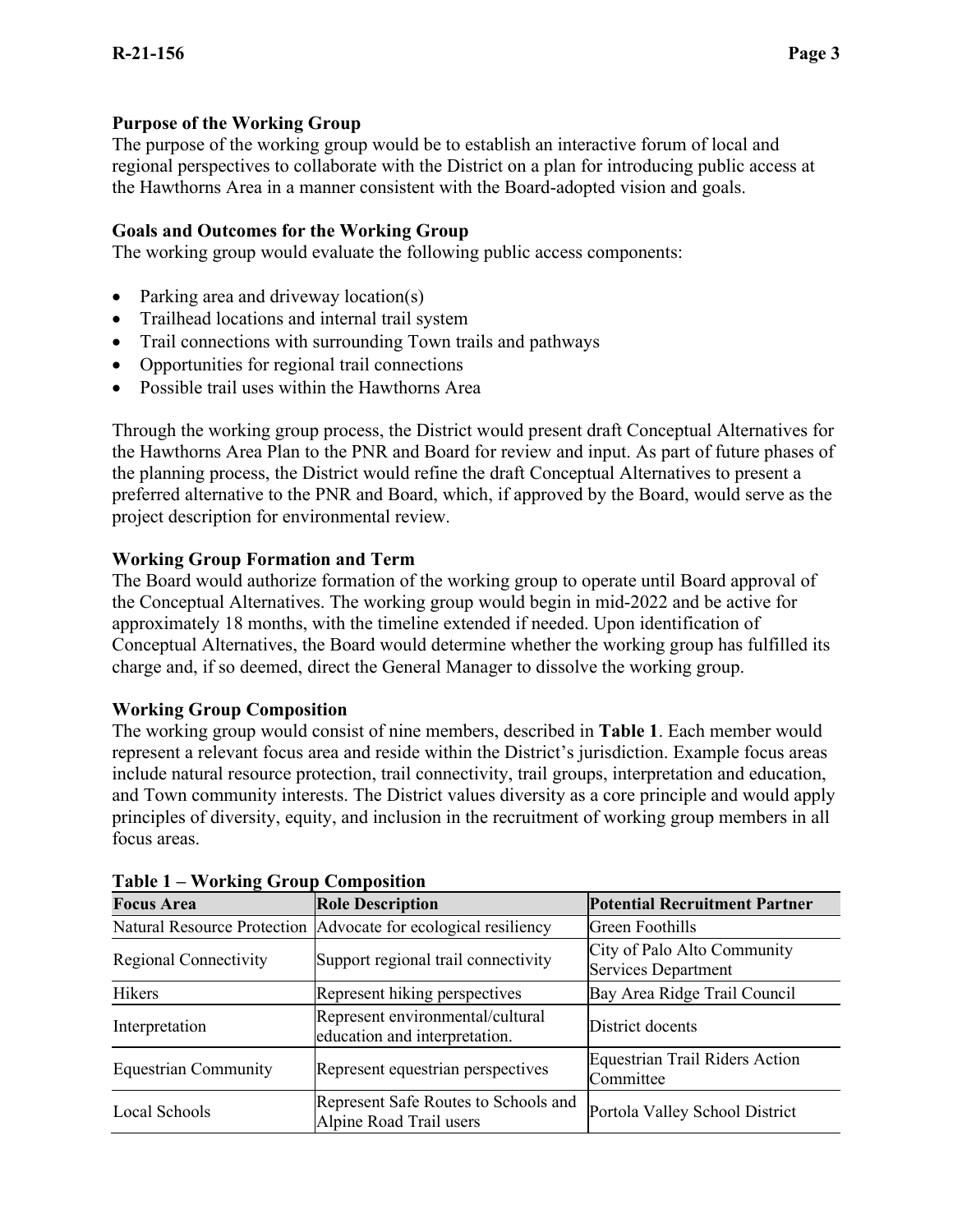### Purpose of the Working Group

The purpose of the working group would be to establish an interactive forum of local and regional perspectives to collaborate with the District on a plan for introducing public access at the Hawthorns Area in a manner consistent with the Board-adopted vision and goals.

### Goals and Outcomes for the Working Group

The working group would evaluate the following public access components:

- Parking area and driveway location(s)
- Trailhead locations and internal trail system
- Trail connections with surrounding Town trails and pathways
- Opportunities for regional trail connections
- Possible trail uses within the Hawthorns Area

Through the working group process, the District would present draft Conceptual Alternatives for the Hawthorns Area Plan to the PNR and Board for review and input. As part of future phases of the planning process, the District would refine the draft Conceptual Alternatives to present a preferred alternative to the PNR and Board, which, if approved by the Board, would serve as the project description for environmental review.

### Working Group Formation and Term

The Board would authorize formation of the working group to operate until Board approval of the Conceptual Alternatives. The working group would begin in mid-2022 and be active for approximately 18 months, with the timeline extended if needed. Upon identification of Conceptual Alternatives, the Board would determine whether the working group has fulfilled its charge and, if so deemed, direct the General Manager to dissolve the working group.

### Working Group Composition

The working group would consist of nine members, described in **Table 1**. Each member would represent a relevant focus area and reside within the District's jurisdiction. Example focus areas include natural resource protection, trail connectivity, trail groups, interpretation and education, and Town community interests. The District values diversity as a core principle and would apply principles of diversity, equity, and inclusion in the recruitment of working group members in all focus areas.

**Table 1 – Working Group Composition**

| Focus Area | Role Description | Potential Recruitment Partner |
|---|---|---|
| Natural Resource Protection | Advocate for ecological resiliency | Green Foothills |
| Regional Connectivity | Support regional trail connectivity | City of Palo Alto Community Services Department |
| Hikers | Represent hiking perspectives | Bay Area Ridge Trail Council |
| Interpretation | Represent environmental/cultural education and interpretation. | District docents |
| Equestrian Community | Represent equestrian perspectives | Equestrian Trail Riders Action Committee |
| Local Schools | Represent Safe Routes to Schools and Alpine Road Trail users | Portola Valley School District |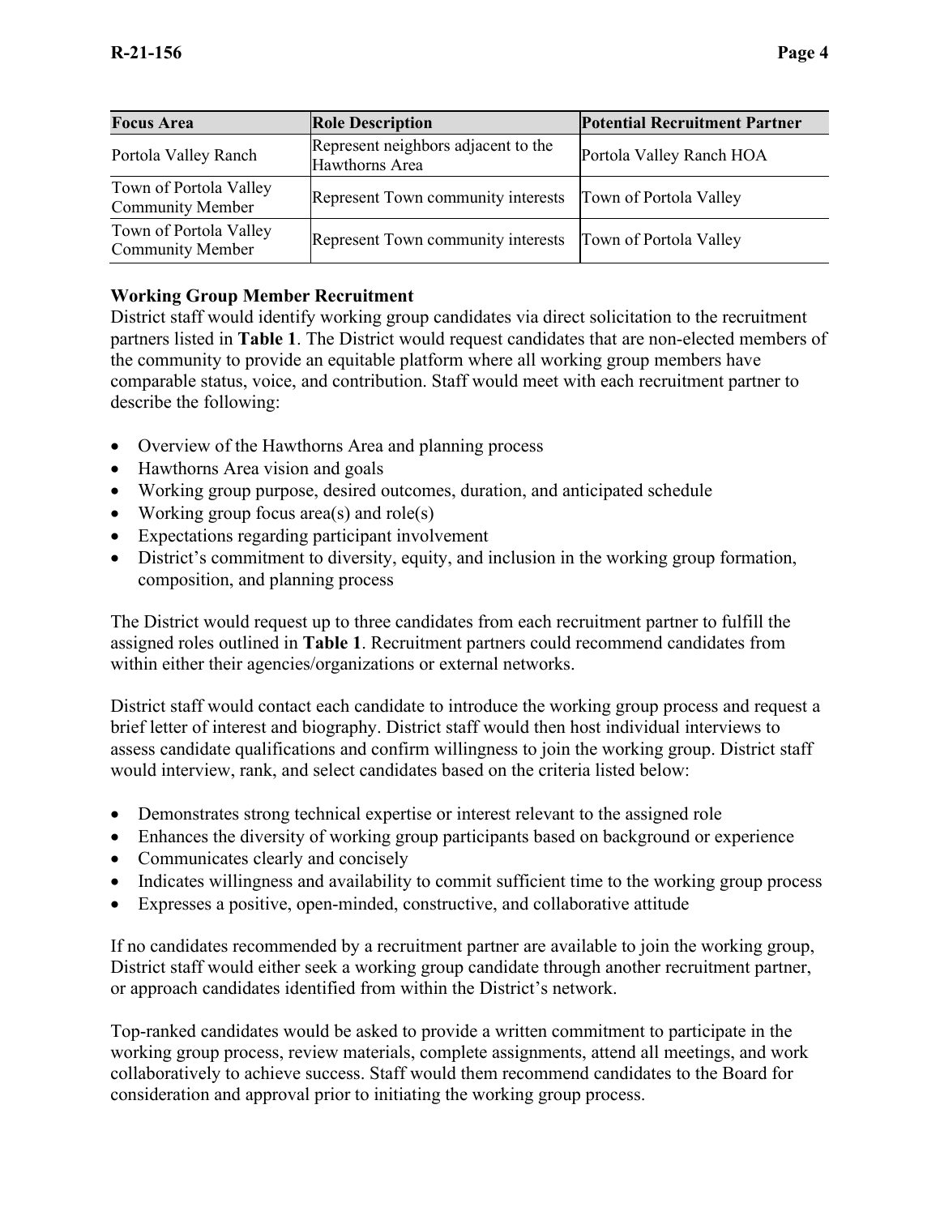| Focus Area | Role Description | Potential Recruitment Partner |
|---|---|---|
| Portola Valley Ranch | Represent neighbors adjacent to the Hawthorns Area | Portola Valley Ranch HOA |
| Town of Portola Valley Community Member | Represent Town community interests | Town of Portola Valley |
| Town of Portola Valley Community Member | Represent Town community interests | Town of Portola Valley |

**Working Group Member Recruitment**

District staff would identify working group candidates via direct solicitation to the recruitment partners listed in **Table 1**. The District would request candidates that are non-elected members of the community to provide an equitable platform where all working group members have comparable status, voice, and contribution. Staff would meet with each recruitment partner to describe the following:

- Overview of the Hawthorns Area and planning process
- Hawthorns Area vision and goals
- Working group purpose, desired outcomes, duration, and anticipated schedule
- Working group focus area(s) and role(s)
- Expectations regarding participant involvement
- District's commitment to diversity, equity, and inclusion in the working group formation, composition, and planning process

The District would request up to three candidates from each recruitment partner to fulfill the assigned roles outlined in **Table 1**. Recruitment partners could recommend candidates from within either their agencies/organizations or external networks.

District staff would contact each candidate to introduce the working group process and request a brief letter of interest and biography. District staff would then host individual interviews to assess candidate qualifications and confirm willingness to join the working group. District staff would interview, rank, and select candidates based on the criteria listed below:

- Demonstrates strong technical expertise or interest relevant to the assigned role
- Enhances the diversity of working group participants based on background or experience
- Communicates clearly and concisely
- Indicates willingness and availability to commit sufficient time to the working group process
- Expresses a positive, open-minded, constructive, and collaborative attitude

If no candidates recommended by a recruitment partner are available to join the working group, District staff would either seek a working group candidate through another recruitment partner, or approach candidates identified from within the District's network.

Top-ranked candidates would be asked to provide a written commitment to participate in the working group process, review materials, complete assignments, attend all meetings, and work collaboratively to achieve success. Staff would them recommend candidates to the Board for consideration and approval prior to initiating the working group process.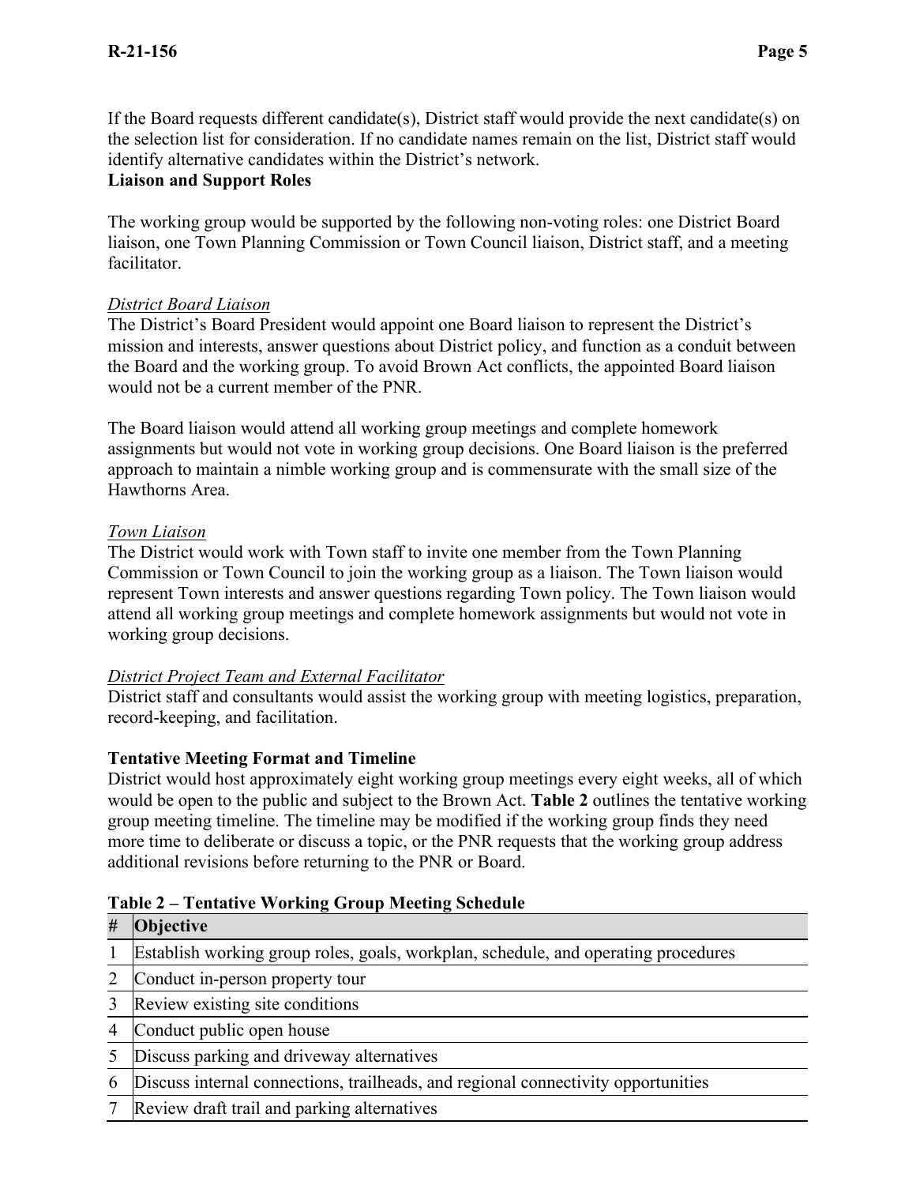If the Board requests different candidate(s), District staff would provide the next candidate(s) on the selection list for consideration. If no candidate names remain on the list, District staff would identify alternative candidates within the District's network.

**Liaison and Support Roles**

The working group would be supported by the following non-voting roles: one District Board liaison, one Town Planning Commission or Town Council liaison, District staff, and a meeting facilitator.

*District Board Liaison*

The District's Board President would appoint one Board liaison to represent the District's mission and interests, answer questions about District policy, and function as a conduit between the Board and the working group. To avoid Brown Act conflicts, the appointed Board liaison would not be a current member of the PNR.

The Board liaison would attend all working group meetings and complete homework assignments but would not vote in working group decisions. One Board liaison is the preferred approach to maintain a nimble working group and is commensurate with the small size of the Hawthorns Area.

*Town Liaison*

The District would work with Town staff to invite one member from the Town Planning Commission or Town Council to join the working group as a liaison. The Town liaison would represent Town interests and answer questions regarding Town policy. The Town liaison would attend all working group meetings and complete homework assignments but would not vote in working group decisions.

*District Project Team and External Facilitator*

District staff and consultants would assist the working group with meeting logistics, preparation, record-keeping, and facilitation.

**Tentative Meeting Format and Timeline**

District would host approximately eight working group meetings every eight weeks, all of which would be open to the public and subject to the Brown Act. **Table 2** outlines the tentative working group meeting timeline. The timeline may be modified if the working group finds they need more time to deliberate or discuss a topic, or the PNR requests that the working group address additional revisions before returning to the PNR or Board.

**Table 2 – Tentative Working Group Meeting Schedule**

| # | Objective |
|---|---|
| 1 | Establish working group roles, goals, workplan, schedule, and operating procedures |
| 2 | Conduct in-person property tour |
| 3 | Review existing site conditions |
| 4 | Conduct public open house |
| 5 | Discuss parking and driveway alternatives |
| 6 | Discuss internal connections, trailheads, and regional connectivity opportunities |
| 7 | Review draft trail and parking alternatives |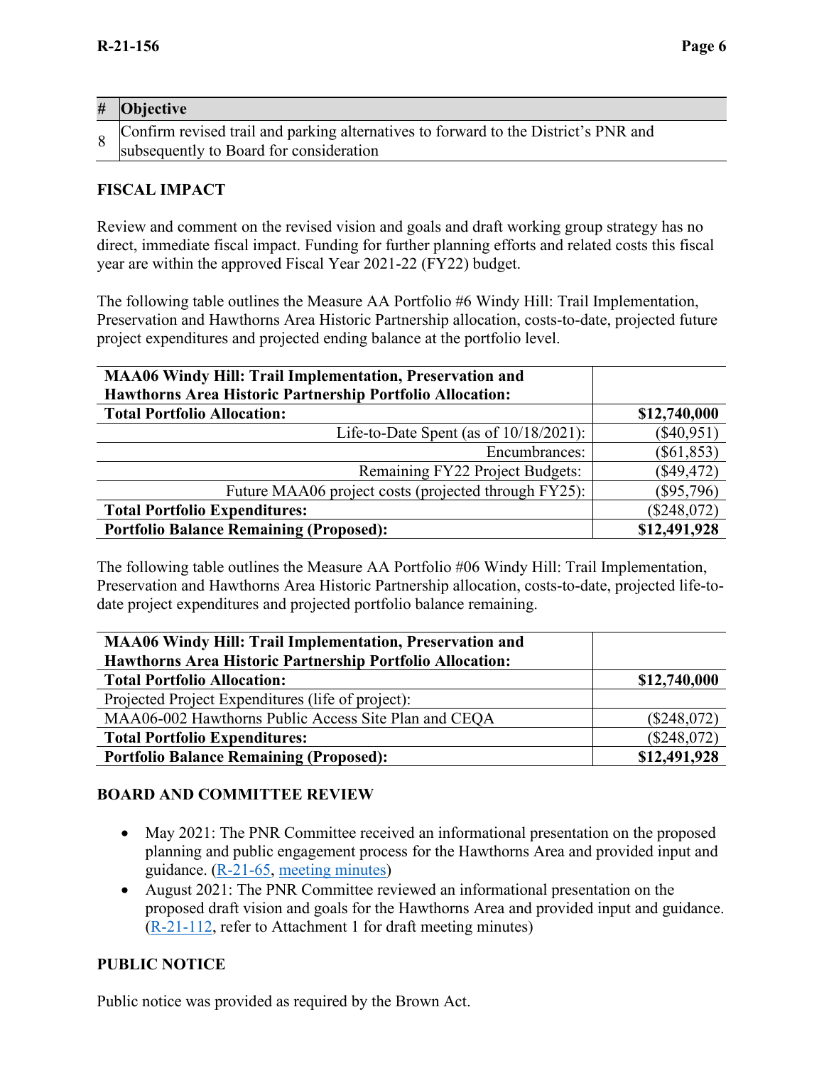| # | Objective |
|---|---|
| 8 | Confirm revised trail and parking alternatives to forward to the District's PNR and subsequently to Board for consideration |

## FISCAL IMPACT

Review and comment on the revised vision and goals and draft working group strategy has no direct, immediate fiscal impact. Funding for further planning efforts and related costs this fiscal year are within the approved Fiscal Year 2021-22 (FY22) budget.

The following table outlines the Measure AA Portfolio #6 Windy Hill: Trail Implementation, Preservation and Hawthorns Area Historic Partnership allocation, costs-to-date, projected future project expenditures and projected ending balance at the portfolio level.

| **MAA06 Windy Hill: Trail Implementation, Preservation and Hawthorns Area Historic Partnership Portfolio Allocation:** | |
|---|---|
| **Total Portfolio Allocation:** | **$12,740,000** |
| Life-to-Date Spent (as of 10/18/2021): | ($40,951) |
| Encumbrances: | ($61,853) |
| Remaining FY22 Project Budgets: | ($49,472) |
| Future MAA06 project costs (projected through FY25): | ($95,796) |
| **Total Portfolio Expenditures:** | ($248,072) |
| **Portfolio Balance Remaining (Proposed):** | **$12,491,928** |

The following table outlines the Measure AA Portfolio #06 Windy Hill: Trail Implementation, Preservation and Hawthorns Area Historic Partnership allocation, costs-to-date, projected life-to-date project expenditures and projected portfolio balance remaining.

| **MAA06 Windy Hill: Trail Implementation, Preservation and Hawthorns Area Historic Partnership Portfolio Allocation:** | |
|---|---|
| **Total Portfolio Allocation:** | **$12,740,000** |
| Projected Project Expenditures (life of project): | |
| MAA06-002 Hawthorns Public Access Site Plan and CEQA | ($248,072) |
| **Total Portfolio Expenditures:** | ($248,072) |
| **Portfolio Balance Remaining (Proposed):** | **$12,491,928** |

## BOARD AND COMMITTEE REVIEW

- May 2021: The PNR Committee received an informational presentation on the proposed planning and public engagement process for the Hawthorns Area and provided input and guidance. (R-21-65, meeting minutes)
- August 2021: The PNR Committee reviewed an informational presentation on the proposed draft vision and goals for the Hawthorns Area and provided input and guidance. (R-21-112, refer to Attachment 1 for draft meeting minutes)

## PUBLIC NOTICE

Public notice was provided as required by the Brown Act.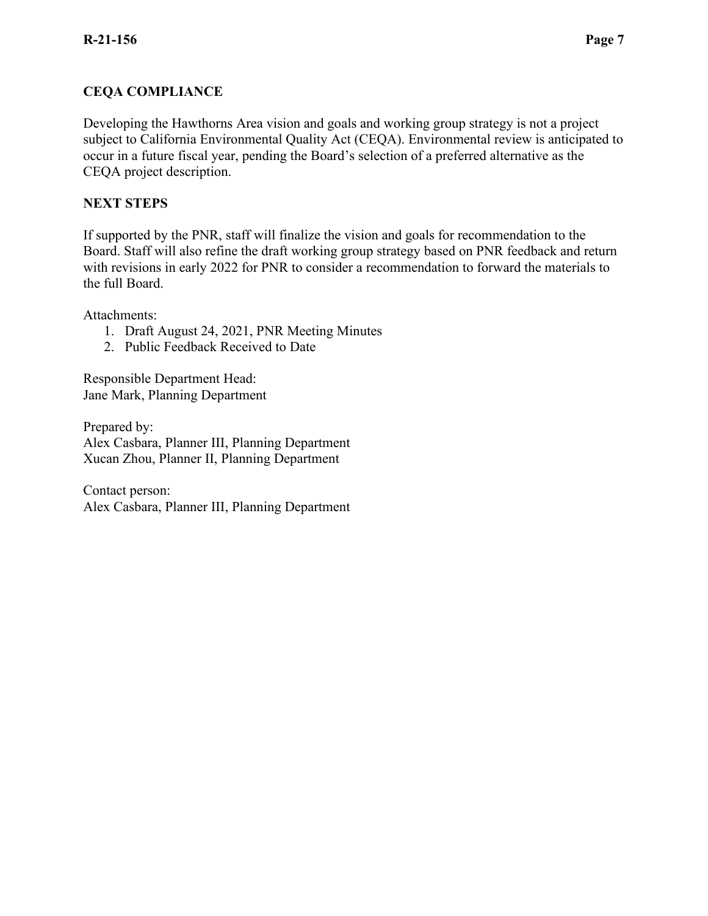## CEQA COMPLIANCE

Developing the Hawthorns Area vision and goals and working group strategy is not a project subject to California Environmental Quality Act (CEQA). Environmental review is anticipated to occur in a future fiscal year, pending the Board's selection of a preferred alternative as the CEQA project description.

## NEXT STEPS

If supported by the PNR, staff will finalize the vision and goals for recommendation to the Board. Staff will also refine the draft working group strategy based on PNR feedback and return with revisions in early 2022 for PNR to consider a recommendation to forward the materials to the full Board.

Attachments:

1. Draft August 24, 2021, PNR Meeting Minutes
2. Public Feedback Received to Date

Responsible Department Head:
Jane Mark, Planning Department

Prepared by:
Alex Casbara, Planner III, Planning Department
Xucan Zhou, Planner II, Planning Department

Contact person:
Alex Casbara, Planner III, Planning Department